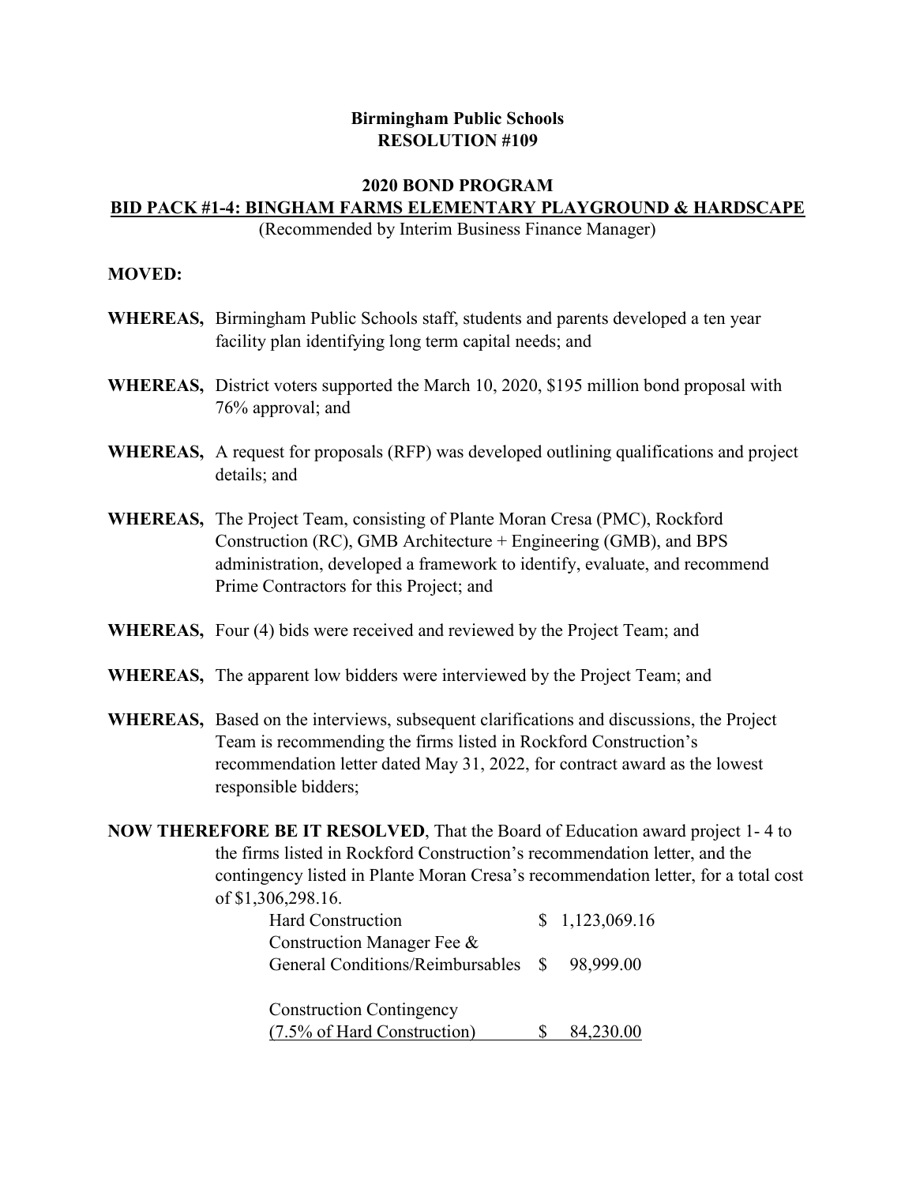**Birmingham Public Schools**
**RESOLUTION #109**

**2020 BOND PROGRAM**
**BID PACK #1-4: BINGHAM FARMS ELEMENTARY PLAYGROUND & HARDSCAPE**
(Recommended by Interim Business Finance Manager)

**MOVED:**

**WHEREAS,** Birmingham Public Schools staff, students and parents developed a ten year facility plan identifying long term capital needs; and

**WHEREAS,** District voters supported the March 10, 2020, $195 million bond proposal with 76% approval; and

**WHEREAS,** A request for proposals (RFP) was developed outlining qualifications and project details; and

**WHEREAS,** The Project Team, consisting of Plante Moran Cresa (PMC), Rockford Construction (RC), GMB Architecture + Engineering (GMB), and BPS administration, developed a framework to identify, evaluate, and recommend Prime Contractors for this Project; and

**WHEREAS,** Four (4) bids were received and reviewed by the Project Team; and

**WHEREAS,** The apparent low bidders were interviewed by the Project Team; and

**WHEREAS,** Based on the interviews, subsequent clarifications and discussions, the Project Team is recommending the firms listed in Rockford Construction's recommendation letter dated May 31, 2022, for contract award as the lowest responsible bidders;

**NOW THEREFORE BE IT RESOLVED**, That the Board of Education award project 1- 4 to the firms listed in Rockford Construction's recommendation letter, and the contingency listed in Plante Moran Cresa's recommendation letter, for a total cost of $1,306,298.16.

| | |
|---|---|
| Hard Construction | $ 1,123,069.16 |
| Construction Manager Fee & General Conditions/Reimbursables | $ 98,999.00 |
| Construction Contingency (7.5% of Hard Construction) | $ 84,230.00 |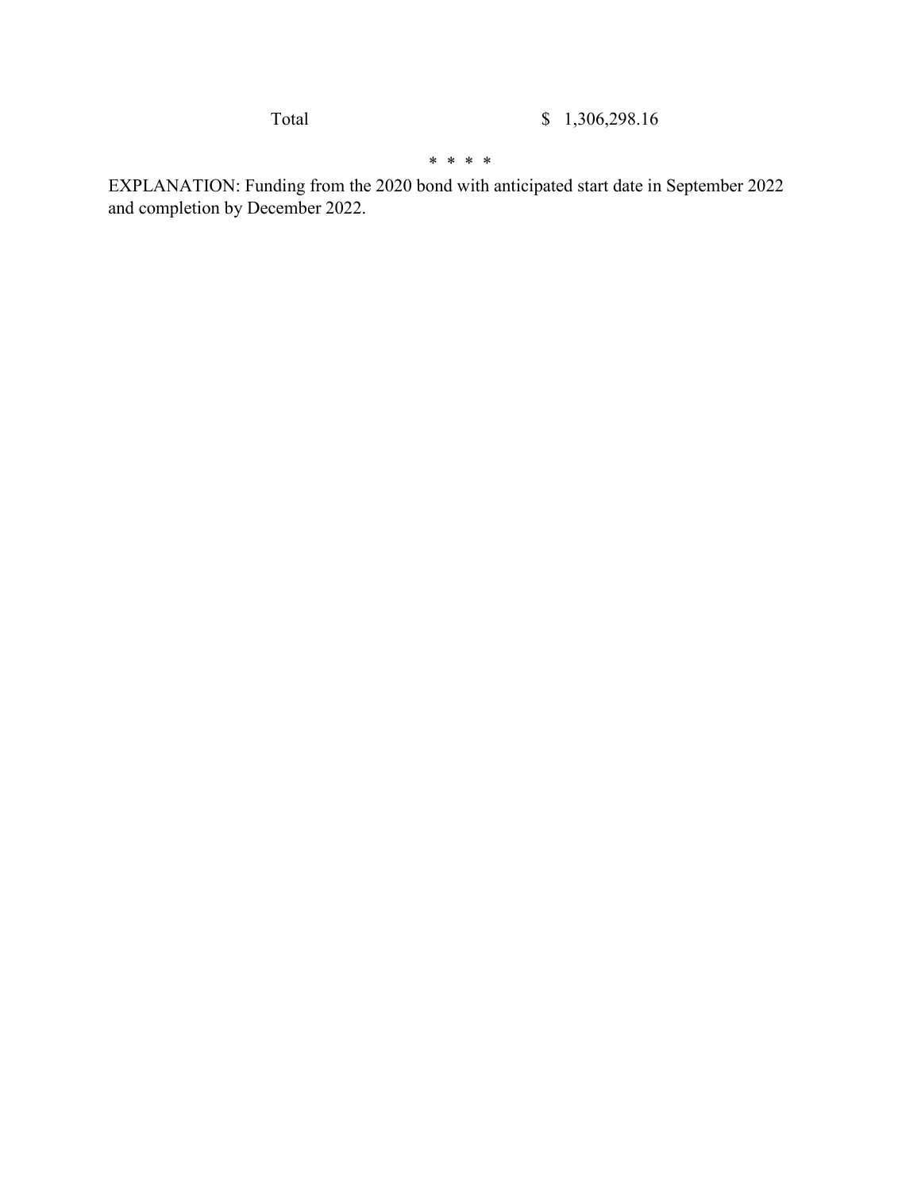| | |
|---|---|
| Total | $ 1,306,298.16 |

\* \* \* \*

EXPLANATION: Funding from the 2020 bond with anticipated start date in September 2022 and completion by December 2022.